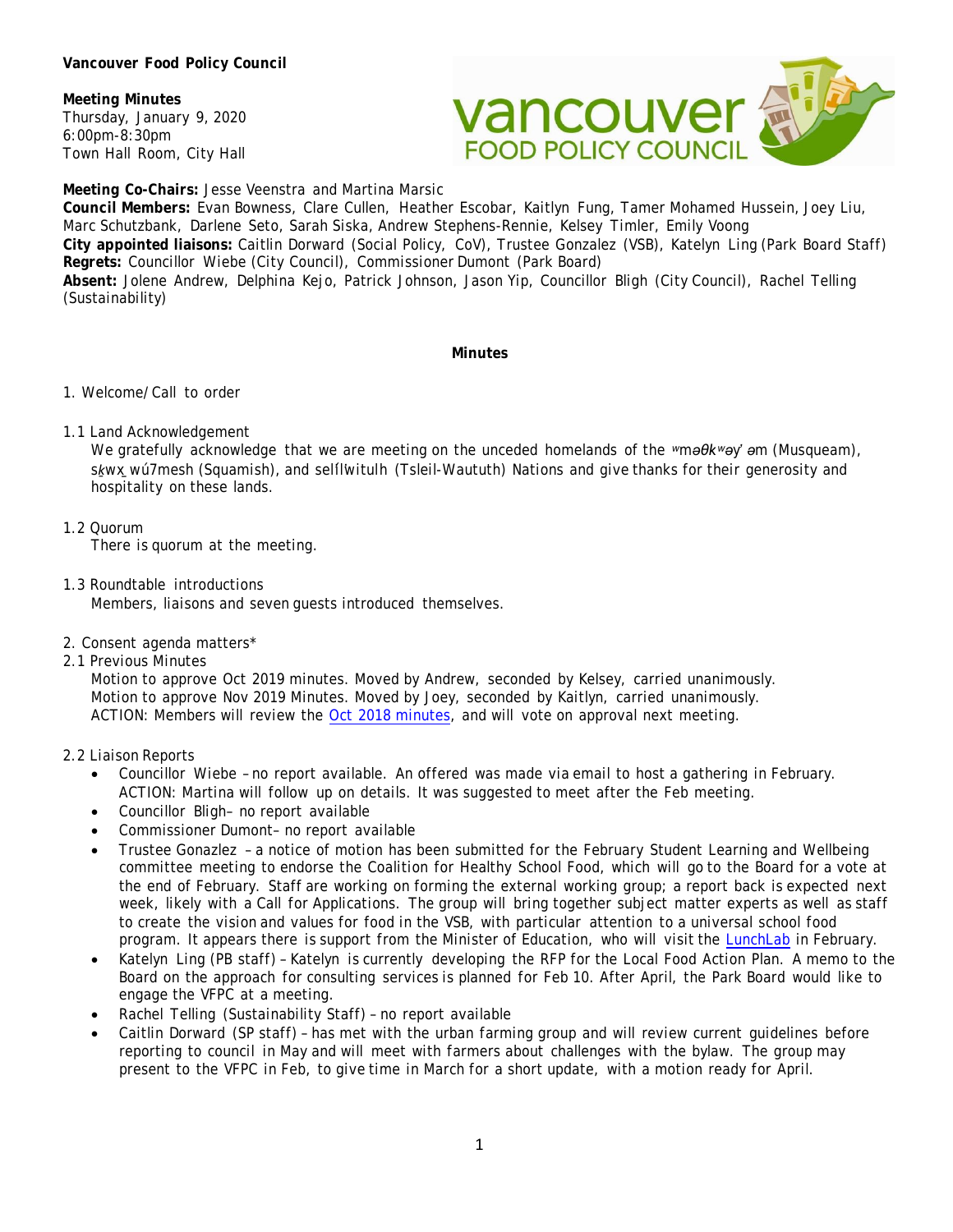**Vancouver Food Policy Council**

**Meeting Minutes**
Thursday, January 9, 2020
6:00pm-8:30pm
Town Hall Room, City Hall

**Meeting Co-Chairs:** Jesse Veenstra and Martina Marsic
**Council Members:** Evan Bowness, Clare Cullen, Heather Escobar, Kaitlyn Fung, Tamer Mohamed Hussein, Joey Liu, Marc Schutzbank, Darlene Seto, Sarah Siska, Andrew Stephens-Rennie, Kelsey Timler, Emily Voong
**City appointed liaisons:** Caitlin Dorward (Social Policy, CoV), Trustee Gonzalez (VSB), Katelyn Ling (Park Board Staff)
**Regrets:** Councillor Wiebe (City Council), Commissioner Dumont (Park Board)
**Absent:** Jolene Andrew, Delphina Kejo, Patrick Johnson, Jason Yip, Councillor Bligh (City Council), Rachel Telling (Sustainability)

**Minutes**

1. Welcome/Call to order

1.1 Land Acknowledgement
We gratefully acknowledge that we are meeting on the unceded homelands of the ʷməθkʷəy̓əm (Musqueam), sḵwx̱wú7mesh (Squamish), and selílwitulh (Tsleil-Waututh) Nations and give thanks for their generosity and hospitality on these lands.

1.2 Quorum
There is quorum at the meeting.

1.3 Roundtable introductions
Members, liaisons and seven guests introduced themselves.

2. Consent agenda matters*

2.1 Previous Minutes
Motion to approve Oct 2019 minutes. Moved by Andrew, seconded by Kelsey, carried unanimously.
Motion to approve Nov 2019 Minutes. Moved by Joey, seconded by Kaitlyn, carried unanimously.
ACTION: Members will review the Oct 2018 minutes, and will vote on approval next meeting.

2.2 Liaison Reports

- Councillor Wiebe – no report available. An offered was made via email to host a gathering in February. ACTION: Martina will follow up on details. It was suggested to meet after the Feb meeting.
- Councillor Bligh– no report available
- Commissioner Dumont– no report available
- Trustee Gonazlez – a notice of motion has been submitted for the February Student Learning and Wellbeing committee meeting to endorse the Coalition for Healthy School Food, which will go to the Board for a vote at the end of February. Staff are working on forming the external working group; a report back is expected next week, likely with a Call for Applications. The group will bring together subject matter experts as well as staff to create the vision and values for food in the VSB, with particular attention to a universal school food program. It appears there is support from the Minister of Education, who will visit the LunchLab in February.
- Katelyn Ling (PB staff) – Katelyn is currently developing the RFP for the Local Food Action Plan. A memo to the Board on the approach for consulting services is planned for Feb 10. After April, the Park Board would like to engage the VFPC at a meeting.
- Rachel Telling (Sustainability Staff) – no report available
- Caitlin Dorward (SP staff) – has met with the urban farming group and will review current guidelines before reporting to council in May and will meet with farmers about challenges with the bylaw. The group may present to the VFPC in Feb, to give time in March for a short update, with a motion ready for April.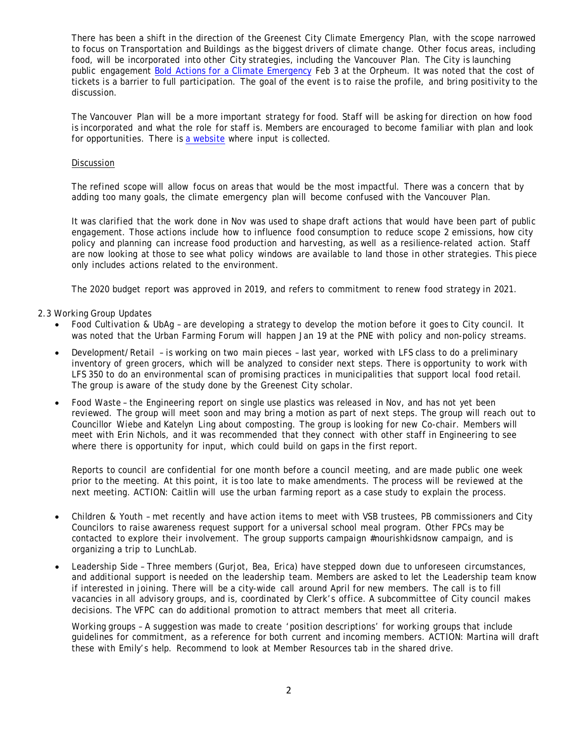There has been a shift in the direction of the Greenest City Climate Emergency Plan, with the scope narrowed to focus on Transportation and Buildings as the biggest drivers of climate change. Other focus areas, including food, will be incorporated into other City strategies, including the Vancouver Plan. The City is launching public engagement [Bold Actions for a Climate Emergency] Feb 3 at the Orpheum. It was noted that the cost of tickets is a barrier to full participation. The goal of the event is to raise the profile, and bring positivity to the discussion.

The Vancouver Plan will be a more important strategy for food. Staff will be asking for direction on how food is incorporated and what the role for staff is. Members are encouraged to become familiar with plan and look for opportunities. There is [a website] where input is collected.

Discussion

The refined scope will allow focus on areas that would be the most impactful. There was a concern that by adding too many goals, the climate emergency plan will become confused with the Vancouver Plan.

It was clarified that the work done in Nov was used to shape draft actions that would have been part of public engagement. Those actions include how to influence food consumption to reduce scope 2 emissions, how city policy and planning can increase food production and harvesting, as well as a resilience-related action. Staff are now looking at those to see what policy windows are available to land those in other strategies. This piece only includes actions related to the environment.

The 2020 budget report was approved in 2019, and refers to commitment to renew food strategy in 2021.

2.3 Working Group Updates

- Food Cultivation & UbAg – are developing a strategy to develop the motion before it goes to City council. It was noted that the Urban Farming Forum will happen Jan 19 at the PNE with policy and non-policy streams.
- Development/Retail – is working on two main pieces – last year, worked with LFS class to do a preliminary inventory of green grocers, which will be analyzed to consider next steps. There is opportunity to work with LFS 350 to do an environmental scan of promising practices in municipalities that support local food retail. The group is aware of the study done by the Greenest City scholar.
- Food Waste – the Engineering report on single use plastics was released in Nov, and has not yet been reviewed. The group will meet soon and may bring a motion as part of next steps. The group will reach out to Councillor Wiebe and Katelyn Ling about composting. The group is looking for new Co-chair. Members will meet with Erin Nichols, and it was recommended that they connect with other staff in Engineering to see where there is opportunity for input, which could build on gaps in the first report.

  Reports to council are confidential for one month before a council meeting, and are made public one week prior to the meeting. At this point, it is too late to make amendments. The process will be reviewed at the next meeting. ACTION: Caitlin will use the urban farming report as a case study to explain the process.

- Children & Youth – met recently and have action items to meet with VSB trustees, PB commissioners and City Councilors to raise awareness request support for a universal school meal program. Other FPCs may be contacted to explore their involvement. The group supports campaign #nourishkidsnow campaign, and is organizing a trip to LunchLab.
- Leadership Side – Three members (Gurjot, Bea, Erica) have stepped down due to unforeseen circumstances, and additional support is needed on the leadership team. Members are asked to let the Leadership team know if interested in joining. There will be a city-wide call around April for new members. The call is to fill vacancies in all advisory groups, and is, coordinated by Clerk's office. A subcommittee of City council makes decisions. The VFPC can do additional promotion to attract members that meet all criteria.

  Working groups – A suggestion was made to create 'position descriptions' for working groups that include guidelines for commitment, as a reference for both current and incoming members. ACTION: Martina will draft these with Emily's help. Recommend to look at Member Resources tab in the shared drive.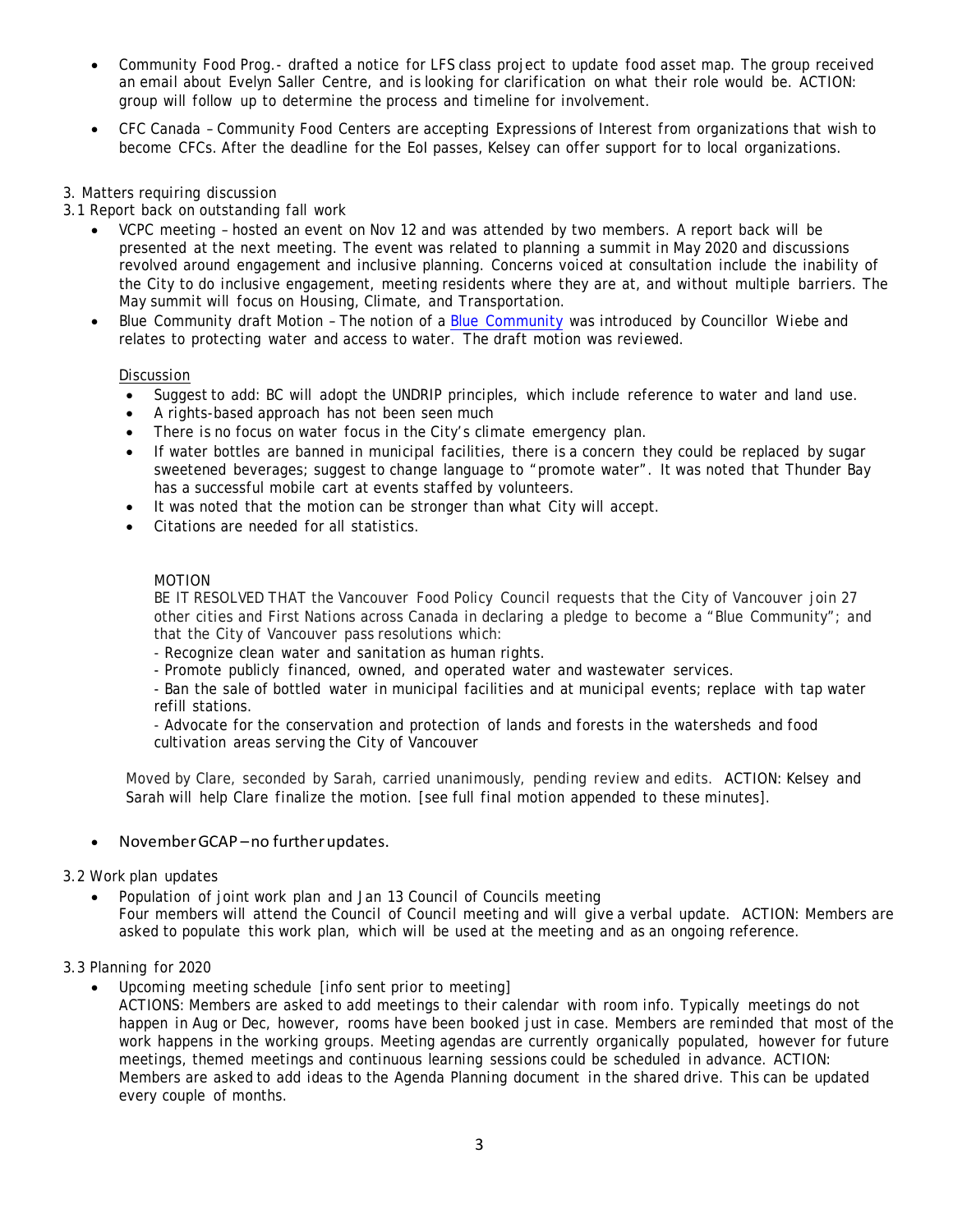- Community Food Prog.- drafted a notice for LFS class project to update food asset map. The group received an email about Evelyn Saller Centre, and is looking for clarification on what their role would be. ACTION: group will follow up to determine the process and timeline for involvement.
- CFC Canada – Community Food Centers are accepting Expressions of Interest from organizations that wish to become CFCs. After the deadline for the EoI passes, Kelsey can offer support for to local organizations.

3. Matters requiring discussion

3.1 Report back on outstanding fall work

- VCPC meeting – hosted an event on Nov 12 and was attended by two members. A report back will be presented at the next meeting. The event was related to planning a summit in May 2020 and discussions revolved around engagement and inclusive planning. Concerns voiced at consultation include the inability of the City to do inclusive engagement, meeting residents where they are at, and without multiple barriers. The May summit will focus on Housing, Climate, and Transportation.
- Blue Community draft Motion – The notion of a Blue Community was introduced by Councillor Wiebe and relates to protecting water and access to water. The draft motion was reviewed.

Discussion

- Suggest to add: BC will adopt the UNDRIP principles, which include reference to water and land use.
- A rights-based approach has not been seen much
- There is no focus on water focus in the City's climate emergency plan.
- If water bottles are banned in municipal facilities, there is a concern they could be replaced by sugar sweetened beverages; suggest to change language to "promote water". It was noted that Thunder Bay has a successful mobile cart at events staffed by volunteers.
- It was noted that the motion can be stronger than what City will accept.
- Citations are needed for all statistics.

MOTION

BE IT RESOLVED THAT the Vancouver Food Policy Council requests that the City of Vancouver join 27 other cities and First Nations across Canada in declaring a pledge to become a "Blue Community"; and that the City of Vancouver pass resolutions which:

- Recognize clean water and sanitation as human rights.
- Promote publicly financed, owned, and operated water and wastewater services.
- Ban the sale of bottled water in municipal facilities and at municipal events; replace with tap water refill stations.
- Advocate for the conservation and protection of lands and forests in the watersheds and food cultivation areas serving the City of Vancouver

Moved by Clare, seconded by Sarah, carried unanimously, pending review and edits. ACTION: Kelsey and Sarah will help Clare finalize the motion. [see full final motion appended to these minutes].

- November GCAP – no further updates.

3.2 Work plan updates

- Population of joint work plan and Jan 13 Council of Councils meeting
  Four members will attend the Council of Council meeting and will give a verbal update. ACTION: Members are asked to populate this work plan, which will be used at the meeting and as an ongoing reference.

3.3 Planning for 2020

- Upcoming meeting schedule [info sent prior to meeting]
  ACTIONS: Members are asked to add meetings to their calendar with room info. Typically meetings do not happen in Aug or Dec, however, rooms have been booked just in case. Members are reminded that most of the work happens in the working groups. Meeting agendas are currently organically populated, however for future meetings, themed meetings and continuous learning sessions could be scheduled in advance. ACTION: Members are asked to add ideas to the Agenda Planning document in the shared drive. This can be updated every couple of months.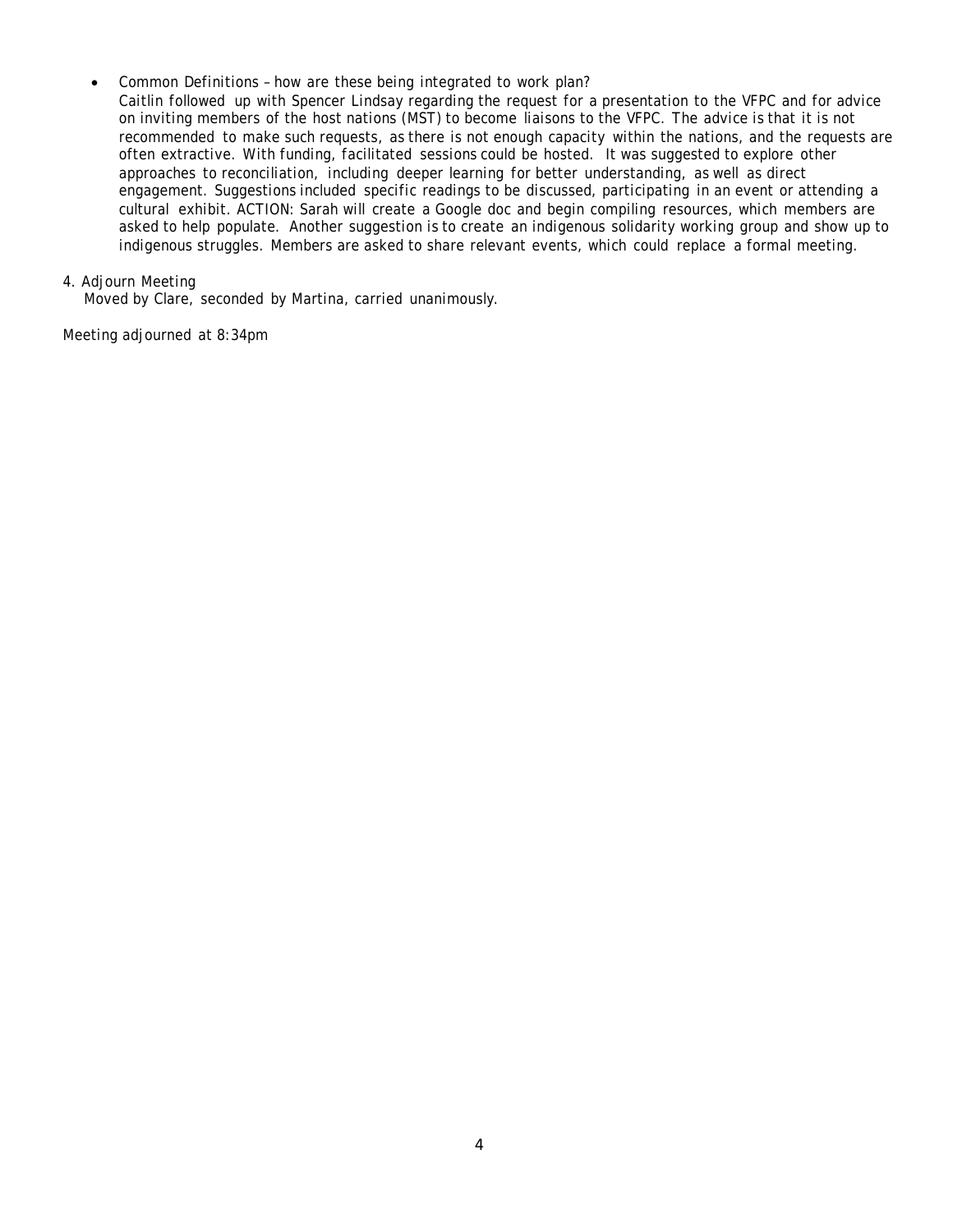- Common Definitions – how are these being integrated to work plan?
  Caitlin followed up with Spencer Lindsay regarding the request for a presentation to the VFPC and for advice on inviting members of the host nations (MST) to become liaisons to the VFPC. The advice is that it is not recommended to make such requests, as there is not enough capacity within the nations, and the requests are often extractive. With funding, facilitated sessions could be hosted. It was suggested to explore other approaches to reconciliation, including deeper learning for better understanding, as well as direct engagement. Suggestions included specific readings to be discussed, participating in an event or attending a cultural exhibit. ACTION: Sarah will create a Google doc and begin compiling resources, which members are asked to help populate. Another suggestion is to create an indigenous solidarity working group and show up to indigenous struggles. Members are asked to share relevant events, which could replace a formal meeting.

4. Adjourn Meeting
   Moved by Clare, seconded by Martina, carried unanimously.

Meeting adjourned at 8:34pm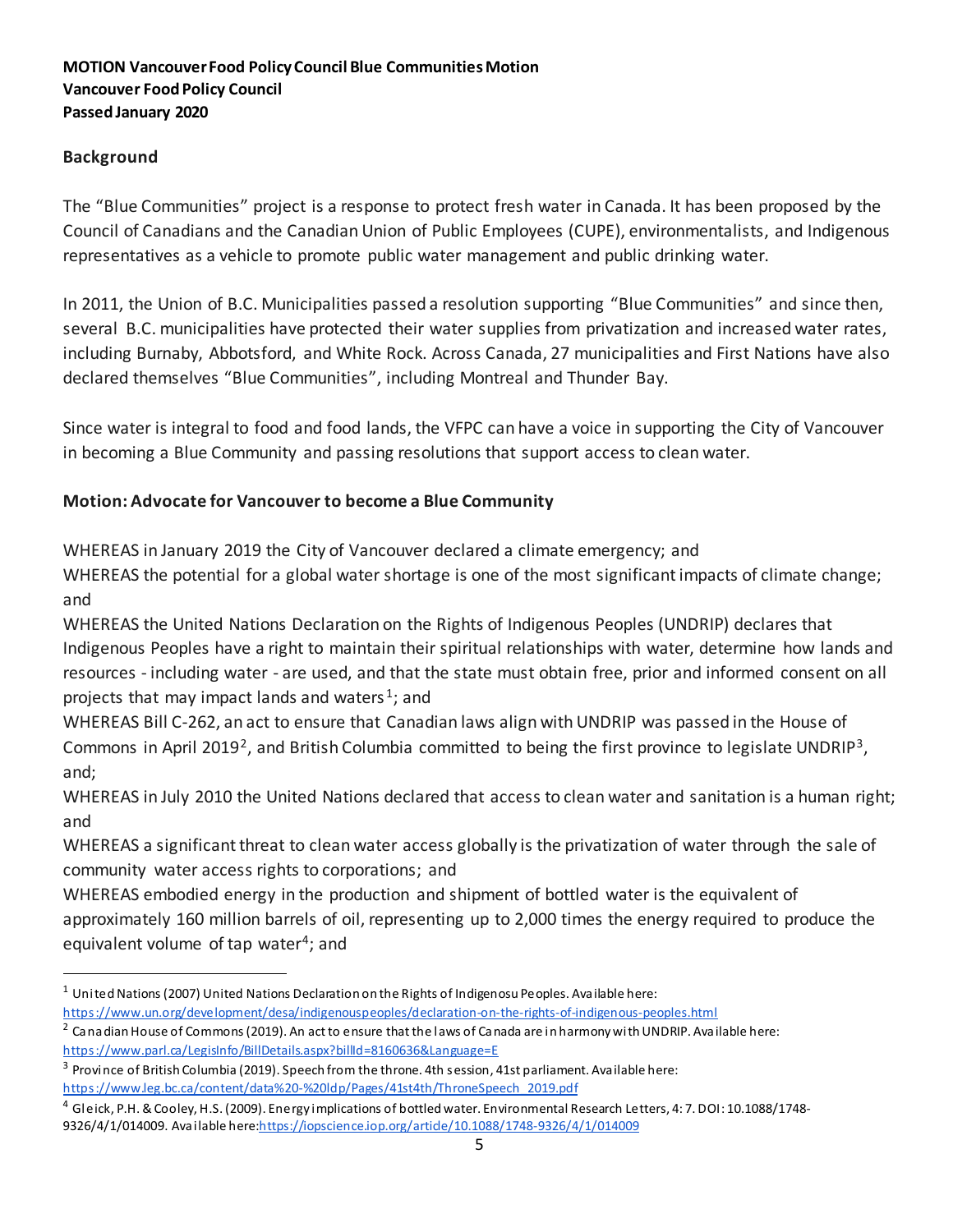**MOTION Vancouver Food Policy Council Blue Communities Motion**
**Vancouver Food Policy Council**
**Passed January 2020**

## Background

The "Blue Communities" project is a response to protect fresh water in Canada. It has been proposed by the Council of Canadians and the Canadian Union of Public Employees (CUPE), environmentalists, and Indigenous representatives as a vehicle to promote public water management and public drinking water.

In 2011, the Union of B.C. Municipalities passed a resolution supporting "Blue Communities" and since then, several B.C. municipalities have protected their water supplies from privatization and increased water rates, including Burnaby, Abbotsford, and White Rock. Across Canada, 27 municipalities and First Nations have also declared themselves "Blue Communities", including Montreal and Thunder Bay.

Since water is integral to food and food lands, the VFPC can have a voice in supporting the City of Vancouver in becoming a Blue Community and passing resolutions that support access to clean water.

## Motion: Advocate for Vancouver to become a Blue Community

WHEREAS in January 2019 the City of Vancouver declared a climate emergency; and
WHEREAS the potential for a global water shortage is one of the most significant impacts of climate change; and
WHEREAS the United Nations Declaration on the Rights of Indigenous Peoples (UNDRIP) declares that Indigenous Peoples have a right to maintain their spiritual relationships with water, determine how lands and resources - including water - are used, and that the state must obtain free, prior and informed consent on all projects that may impact lands and waters[1]; and
WHEREAS Bill C-262, an act to ensure that Canadian laws align with UNDRIP was passed in the House of Commons in April 2019[2], and British Columbia committed to being the first province to legislate UNDRIP[3], and;
WHEREAS in July 2010 the United Nations declared that access to clean water and sanitation is a human right; and
WHEREAS a significant threat to clean water access globally is the privatization of water through the sale of community water access rights to corporations; and
WHEREAS embodied energy in the production and shipment of bottled water is the equivalent of approximately 160 million barrels of oil, representing up to 2,000 times the energy required to produce the equivalent volume of tap water[4]; and

---

[1] United Nations (2007) United Nations Declaration on the Rights of Indigenosu Peoples. Available here: https://www.un.org/development/desa/indigenouspeoples/declaration-on-the-rights-of-indigenous-peoples.html

[2] Canadian House of Commons (2019). An act to ensure that the laws of Canada are in harmony with UNDRIP. Available here: https://www.parl.ca/LegisInfo/BillDetails.aspx?billId=8160636&Language=E

[3] Province of British Columbia (2019). Speech from the throne. 4th session, 41st parliament. Available here: https://www.leg.bc.ca/content/data%20-%20ldp/Pages/41st4th/ThroneSpeech_2019.pdf

[4] Gleick, P.H. & Cooley, H.S. (2009). Energy implications of bottled water. Environmental Research Letters, 4: 7. DOI: 10.1088/1748-9326/4/1/014009. Available here: https://iopscience.iop.org/article/10.1088/1748-9326/4/1/014009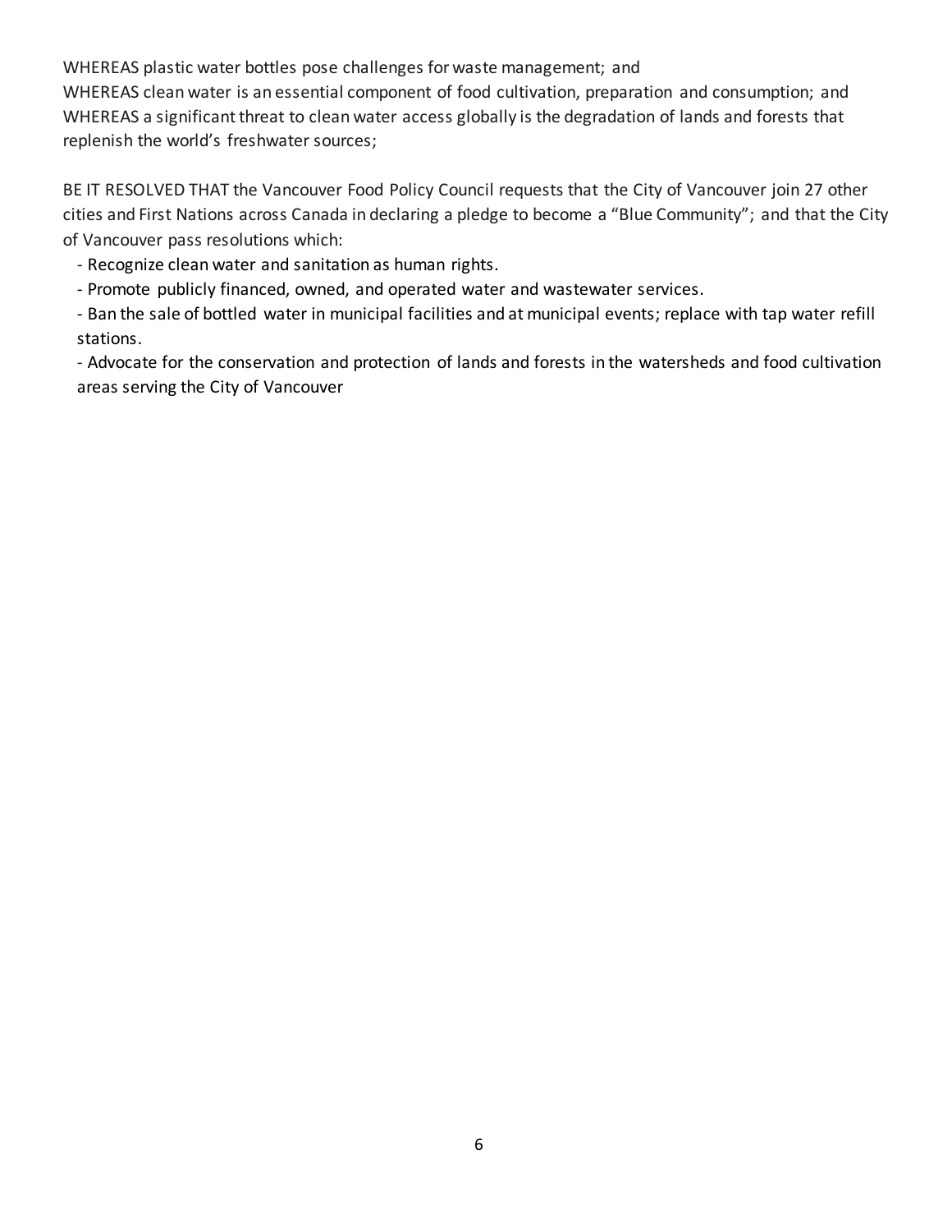WHEREAS plastic water bottles pose challenges for waste management; and
WHEREAS clean water is an essential component of food cultivation, preparation and consumption; and
WHEREAS a significant threat to clean water access globally is the degradation of lands and forests that replenish the world's freshwater sources;

BE IT RESOLVED THAT the Vancouver Food Policy Council requests that the City of Vancouver join 27 other cities and First Nations across Canada in declaring a pledge to become a "Blue Community"; and that the City of Vancouver pass resolutions which:

- Recognize clean water and sanitation as human rights.
- Promote publicly financed, owned, and operated water and wastewater services.
- Ban the sale of bottled water in municipal facilities and at municipal events; replace with tap water refill stations.
- Advocate for the conservation and protection of lands and forests in the watersheds and food cultivation areas serving the City of Vancouver